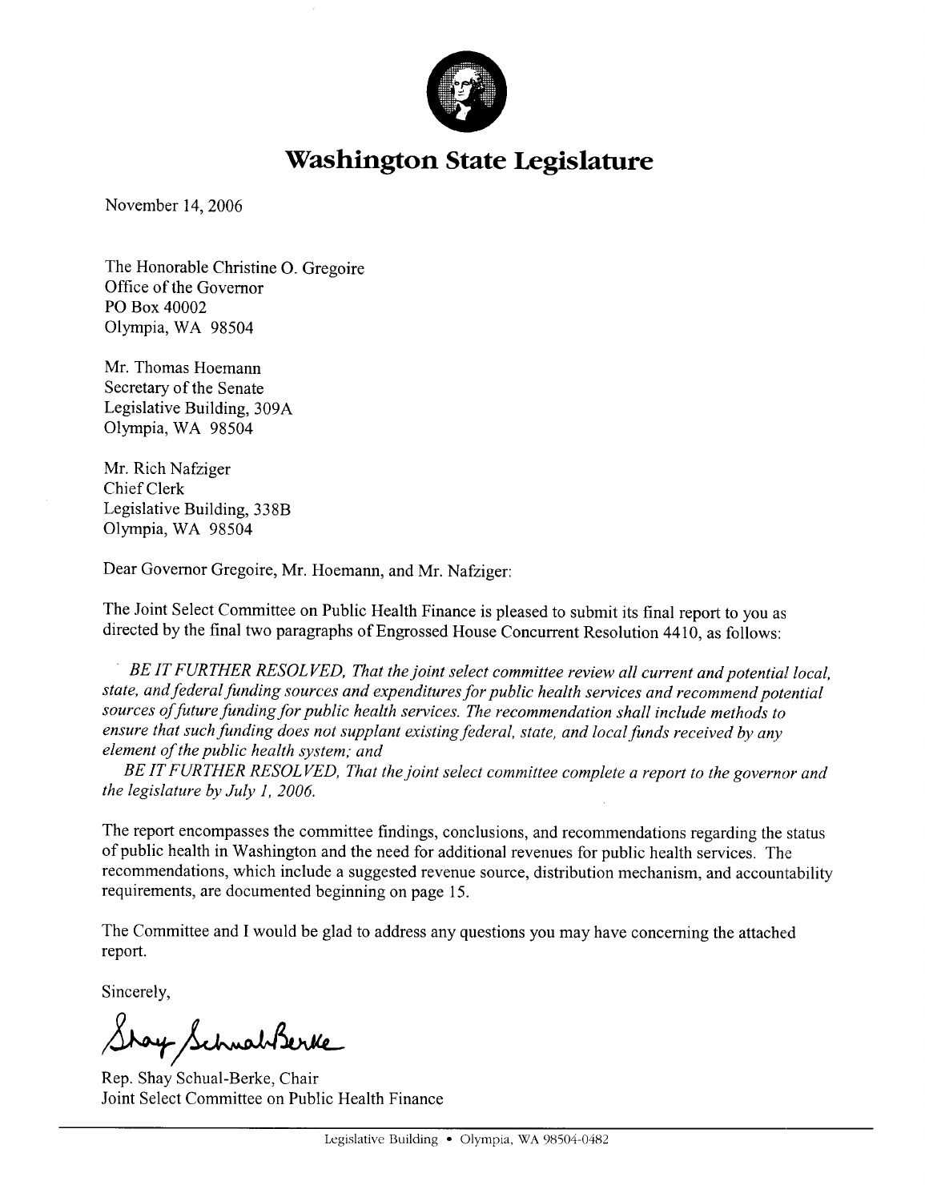# Washington State Legislature

November 14, 2006

The Honorable Christine O. Gregoire
Office of the Governor
PO Box 40002
Olympia, WA 98504

Mr. Thomas Hoemann
Secretary of the Senate
Legislative Building, 309A
Olympia, WA 98504

Mr. Rich Nafziger
Chief Clerk
Legislative Building, 338B
Olympia, WA 98504

Dear Governor Gregoire, Mr. Hoemann, and Mr. Nafziger:

The Joint Select Committee on Public Health Finance is pleased to submit its final report to you as directed by the final two paragraphs of Engrossed House Concurrent Resolution 4410, as follows:

*BE IT FURTHER RESOLVED, That the joint select committee review all current and potential local, state, and federal funding sources and expenditures for public health services and recommend potential sources of future funding for public health services. The recommendation shall include methods to ensure that such funding does not supplant existing federal, state, and local funds received by any element of the public health system; and*

*BE IT FURTHER RESOLVED, That the joint select committee complete a report to the governor and the legislature by July 1, 2006.*

The report encompasses the committee findings, conclusions, and recommendations regarding the status of public health in Washington and the need for additional revenues for public health services. The recommendations, which include a suggested revenue source, distribution mechanism, and accountability requirements, are documented beginning on page 15.

The Committee and I would be glad to address any questions you may have concerning the attached report.

Sincerely,

Shay Schual-Berke

Rep. Shay Schual-Berke, Chair
Joint Select Committee on Public Health Finance

Legislative Building • Olympia, WA 98504-0482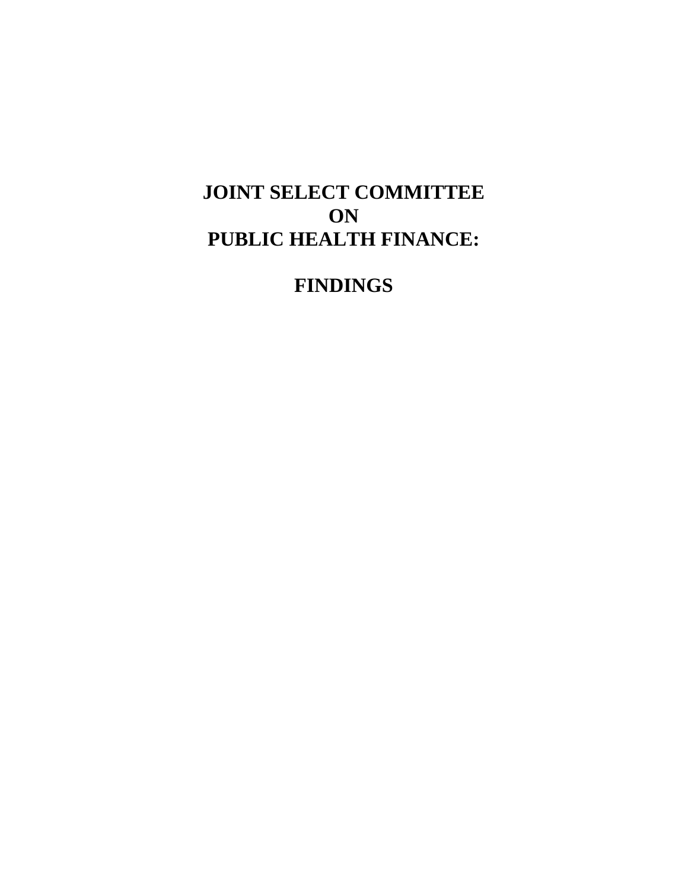# JOINT SELECT COMMITTEE ON PUBLIC HEALTH FINANCE:

# FINDINGS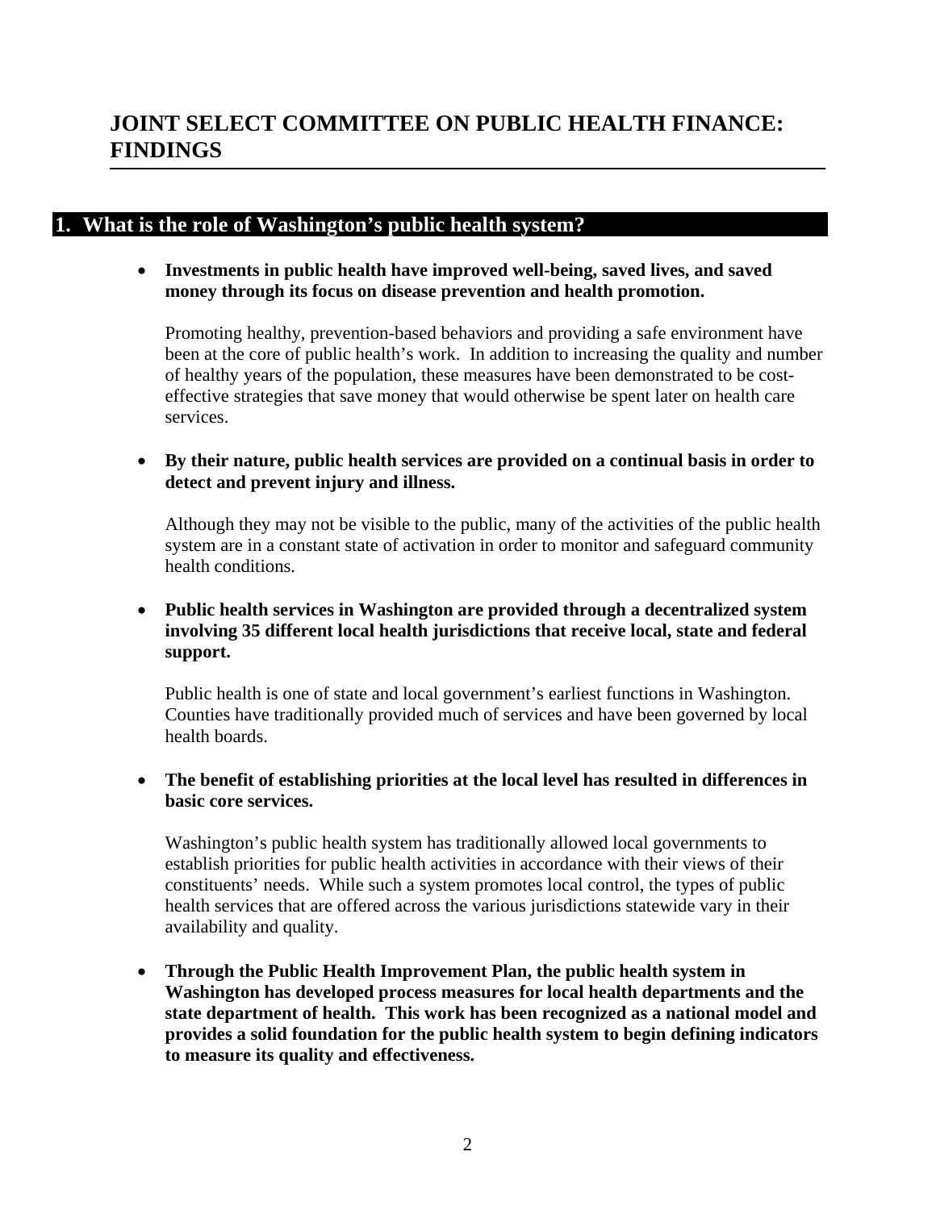# JOINT SELECT COMMITTEE ON PUBLIC HEALTH FINANCE: FINDINGS

## 1. What is the role of Washington's public health system?

- **Investments in public health have improved well-being, saved lives, and saved money through its focus on disease prevention and health promotion.**

  Promoting healthy, prevention-based behaviors and providing a safe environment have been at the core of public health's work. In addition to increasing the quality and number of healthy years of the population, these measures have been demonstrated to be cost-effective strategies that save money that would otherwise be spent later on health care services.

- **By their nature, public health services are provided on a continual basis in order to detect and prevent injury and illness.**

  Although they may not be visible to the public, many of the activities of the public health system are in a constant state of activation in order to monitor and safeguard community health conditions.

- **Public health services in Washington are provided through a decentralized system involving 35 different local health jurisdictions that receive local, state and federal support.**

  Public health is one of state and local government's earliest functions in Washington. Counties have traditionally provided much of services and have been governed by local health boards.

- **The benefit of establishing priorities at the local level has resulted in differences in basic core services.**

  Washington's public health system has traditionally allowed local governments to establish priorities for public health activities in accordance with their views of their constituents' needs. While such a system promotes local control, the types of public health services that are offered across the various jurisdictions statewide vary in their availability and quality.

- **Through the Public Health Improvement Plan, the public health system in Washington has developed process measures for local health departments and the state department of health. This work has been recognized as a national model and provides a solid foundation for the public health system to begin defining indicators to measure its quality and effectiveness.**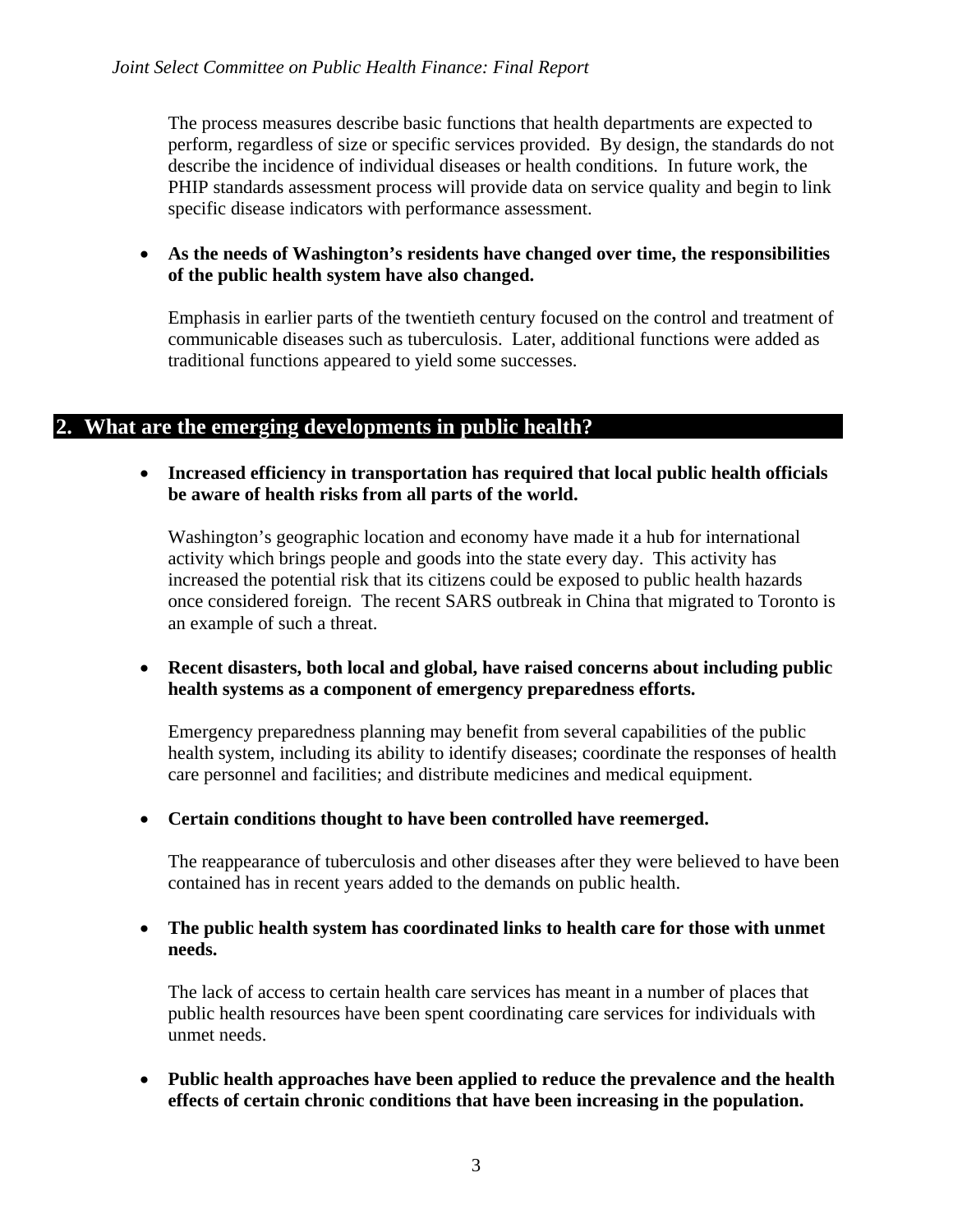The process measures describe basic functions that health departments are expected to perform, regardless of size or specific services provided. By design, the standards do not describe the incidence of individual diseases or health conditions. In future work, the PHIP standards assessment process will provide data on service quality and begin to link specific disease indicators with performance assessment.

- **As the needs of Washington's residents have changed over time, the responsibilities of the public health system have also changed.**

  Emphasis in earlier parts of the twentieth century focused on the control and treatment of communicable diseases such as tuberculosis. Later, additional functions were added as traditional functions appeared to yield some successes.

## 2. What are the emerging developments in public health?

- **Increased efficiency in transportation has required that local public health officials be aware of health risks from all parts of the world.**

  Washington's geographic location and economy have made it a hub for international activity which brings people and goods into the state every day. This activity has increased the potential risk that its citizens could be exposed to public health hazards once considered foreign. The recent SARS outbreak in China that migrated to Toronto is an example of such a threat.

- **Recent disasters, both local and global, have raised concerns about including public health systems as a component of emergency preparedness efforts.**

  Emergency preparedness planning may benefit from several capabilities of the public health system, including its ability to identify diseases; coordinate the responses of health care personnel and facilities; and distribute medicines and medical equipment.

- **Certain conditions thought to have been controlled have reemerged.**

  The reappearance of tuberculosis and other diseases after they were believed to have been contained has in recent years added to the demands on public health.

- **The public health system has coordinated links to health care for those with unmet needs.**

  The lack of access to certain health care services has meant in a number of places that public health resources have been spent coordinating care services for individuals with unmet needs.

- **Public health approaches have been applied to reduce the prevalence and the health effects of certain chronic conditions that have been increasing in the population.**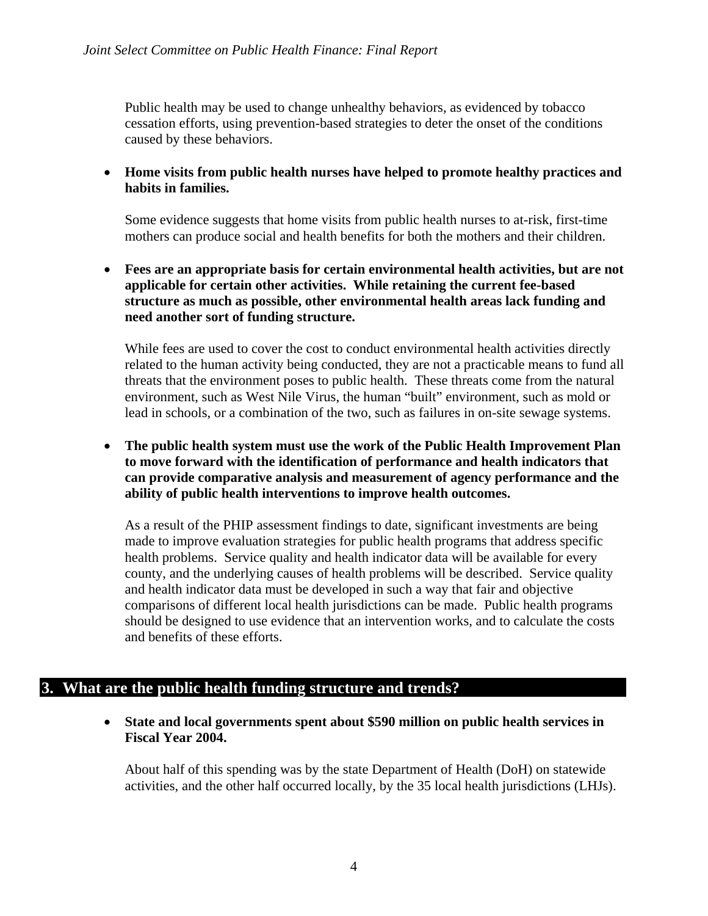Public health may be used to change unhealthy behaviors, as evidenced by tobacco cessation efforts, using prevention-based strategies to deter the onset of the conditions caused by these behaviors.

- **Home visits from public health nurses have helped to promote healthy practices and habits in families.**

  Some evidence suggests that home visits from public health nurses to at-risk, first-time mothers can produce social and health benefits for both the mothers and their children.

- **Fees are an appropriate basis for certain environmental health activities, but are not applicable for certain other activities. While retaining the current fee-based structure as much as possible, other environmental health areas lack funding and need another sort of funding structure.**

  While fees are used to cover the cost to conduct environmental health activities directly related to the human activity being conducted, they are not a practicable means to fund all threats that the environment poses to public health. These threats come from the natural environment, such as West Nile Virus, the human "built" environment, such as mold or lead in schools, or a combination of the two, such as failures in on-site sewage systems.

- **The public health system must use the work of the Public Health Improvement Plan to move forward with the identification of performance and health indicators that can provide comparative analysis and measurement of agency performance and the ability of public health interventions to improve health outcomes.**

  As a result of the PHIP assessment findings to date, significant investments are being made to improve evaluation strategies for public health programs that address specific health problems. Service quality and health indicator data will be available for every county, and the underlying causes of health problems will be described. Service quality and health indicator data must be developed in such a way that fair and objective comparisons of different local health jurisdictions can be made. Public health programs should be designed to use evidence that an intervention works, and to calculate the costs and benefits of these efforts.

## 3. What are the public health funding structure and trends?

- **State and local governments spent about $590 million on public health services in Fiscal Year 2004.**

  About half of this spending was by the state Department of Health (DoH) on statewide activities, and the other half occurred locally, by the 35 local health jurisdictions (LHJs).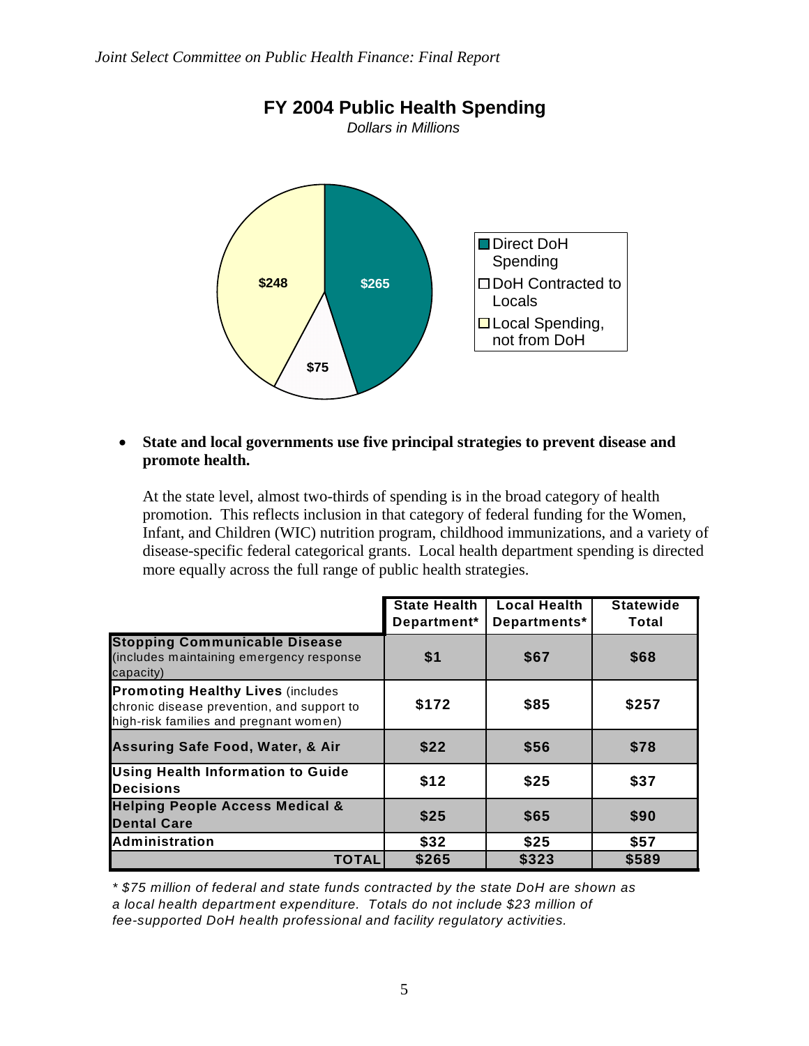## FY 2004 Public Health Spending

*Dollars in Millions*

- Direct DoH Spending: $265
- DoH Contracted to Locals: $75
- Local Spending, not from DoH: $248

- **State and local governments use five principal strategies to prevent disease and promote health.**

  At the state level, almost two-thirds of spending is in the broad category of health promotion. This reflects inclusion in that category of federal funding for the Women, Infant, and Children (WIC) nutrition program, childhood immunizations, and a variety of disease-specific federal categorical grants. Local health department spending is directed more equally across the full range of public health strategies.

| | State Health Department* | Local Health Departments* | Statewide Total |
|---|---|---|---|
| **Stopping Communicable Disease** (includes maintaining emergency response capacity) | $1 | $67 | $68 |
| **Promoting Healthy Lives** (includes chronic disease prevention, and support to high-risk families and pregnant women) | $172 | $85 | $257 |
| **Assuring Safe Food, Water, & Air** | $22 | $56 | $78 |
| **Using Health Information to Guide Decisions** | $12 | $25 | $37 |
| **Helping People Access Medical & Dental Care** | $25 | $65 | $90 |
| **Administration** | $32 | $25 | $57 |
| **TOTAL** | $265 | $323 | $589 |

*\* $75 million of federal and state funds contracted by the state DoH are shown as a local health department expenditure. Totals do not include $23 million of fee-supported DoH health professional and facility regulatory activities.*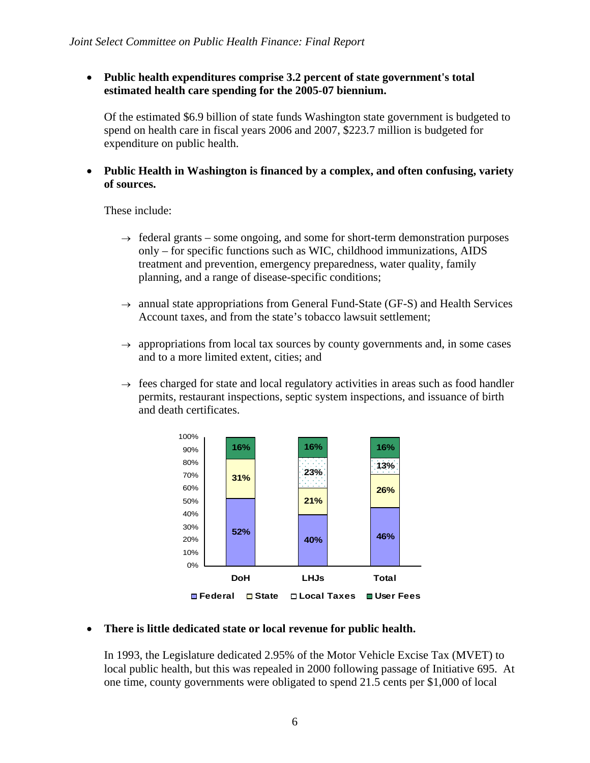- **Public health expenditures comprise 3.2 percent of state government's total estimated health care spending for the 2005-07 biennium.**

  Of the estimated $6.9 billion of state funds Washington state government is budgeted to spend on health care in fiscal years 2006 and 2007, $223.7 million is budgeted for expenditure on public health.

- **Public Health in Washington is financed by a complex, and often confusing, variety of sources.**

  These include:

  → federal grants – some ongoing, and some for short-term demonstration purposes only – for specific functions such as WIC, childhood immunizations, AIDS treatment and prevention, emergency preparedness, water quality, family planning, and a range of disease-specific conditions;

  → annual state appropriations from General Fund-State (GF-S) and Health Services Account taxes, and from the state's tobacco lawsuit settlement;

  → appropriations from local tax sources by county governments and, in some cases and to a more limited extent, cities; and

  → fees charged for state and local regulatory activities in areas such as food handler permits, restaurant inspections, septic system inspections, and issuance of birth and death certificates.

| | DoH | LHJs | Total |
|---|---|---|---|
| Federal | 52% | 40% | 46% |
| State | 31% | 21% | 26% |
| Local Taxes | | 23% | 13% |
| User Fees | 16% | 16% | 16% |

- **There is little dedicated state or local revenue for public health.**

  In 1993, the Legislature dedicated 2.95% of the Motor Vehicle Excise Tax (MVET) to local public health, but this was repealed in 2000 following passage of Initiative 695. At one time, county governments were obligated to spend 21.5 cents per $1,000 of local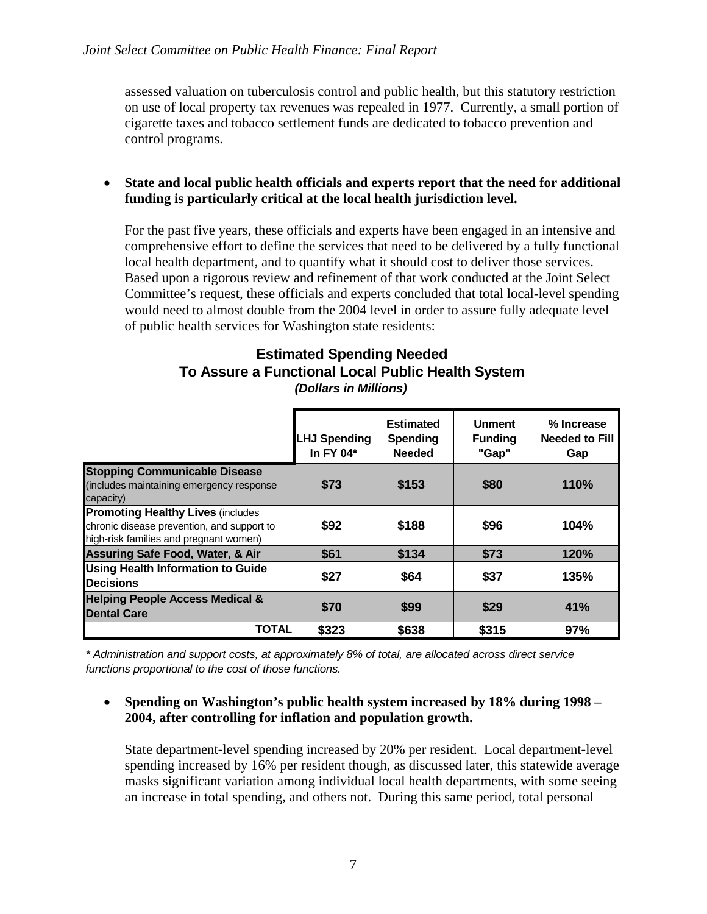assessed valuation on tuberculosis control and public health, but this statutory restriction on use of local property tax revenues was repealed in 1977. Currently, a small portion of cigarette taxes and tobacco settlement funds are dedicated to tobacco prevention and control programs.

- **State and local public health officials and experts report that the need for additional funding is particularly critical at the local health jurisdiction level.**

  For the past five years, these officials and experts have been engaged in an intensive and comprehensive effort to define the services that need to be delivered by a fully functional local health department, and to quantify what it should cost to deliver those services. Based upon a rigorous review and refinement of that work conducted at the Joint Select Committee's request, these officials and experts concluded that total local-level spending would need to almost double from the 2004 level in order to assure fully adequate level of public health services for Washington state residents:

**Estimated Spending Needed**
**To Assure a Functional Local Public Health System**
***(Dollars in Millions)***

| | LHJ Spending In FY 04* | Estimated Spending Needed | Unment Funding "Gap" | % Increase Needed to Fill Gap |
|---|---|---|---|---|
| **Stopping Communicable Disease** (includes maintaining emergency response capacity) | $73 | $153 | $80 | 110% |
| **Promoting Healthy Lives** (includes chronic disease prevention, and support to high-risk families and pregnant women) | $92 | $188 | $96 | 104% |
| **Assuring Safe Food, Water, & Air** | $61 | $134 | $73 | 120% |
| **Using Health Information to Guide Decisions** | $27 | $64 | $37 | 135% |
| **Helping People Access Medical & Dental Care** | $70 | $99 | $29 | 41% |
| **TOTAL** | $323 | $638 | $315 | 97% |

*\* Administration and support costs, at approximately 8% of total, are allocated across direct service functions proportional to the cost of those functions.*

- **Spending on Washington's public health system increased by 18% during 1998 – 2004, after controlling for inflation and population growth.**

  State department-level spending increased by 20% per resident. Local department-level spending increased by 16% per resident though, as discussed later, this statewide average masks significant variation among individual local health departments, with some seeing an increase in total spending, and others not. During this same period, total personal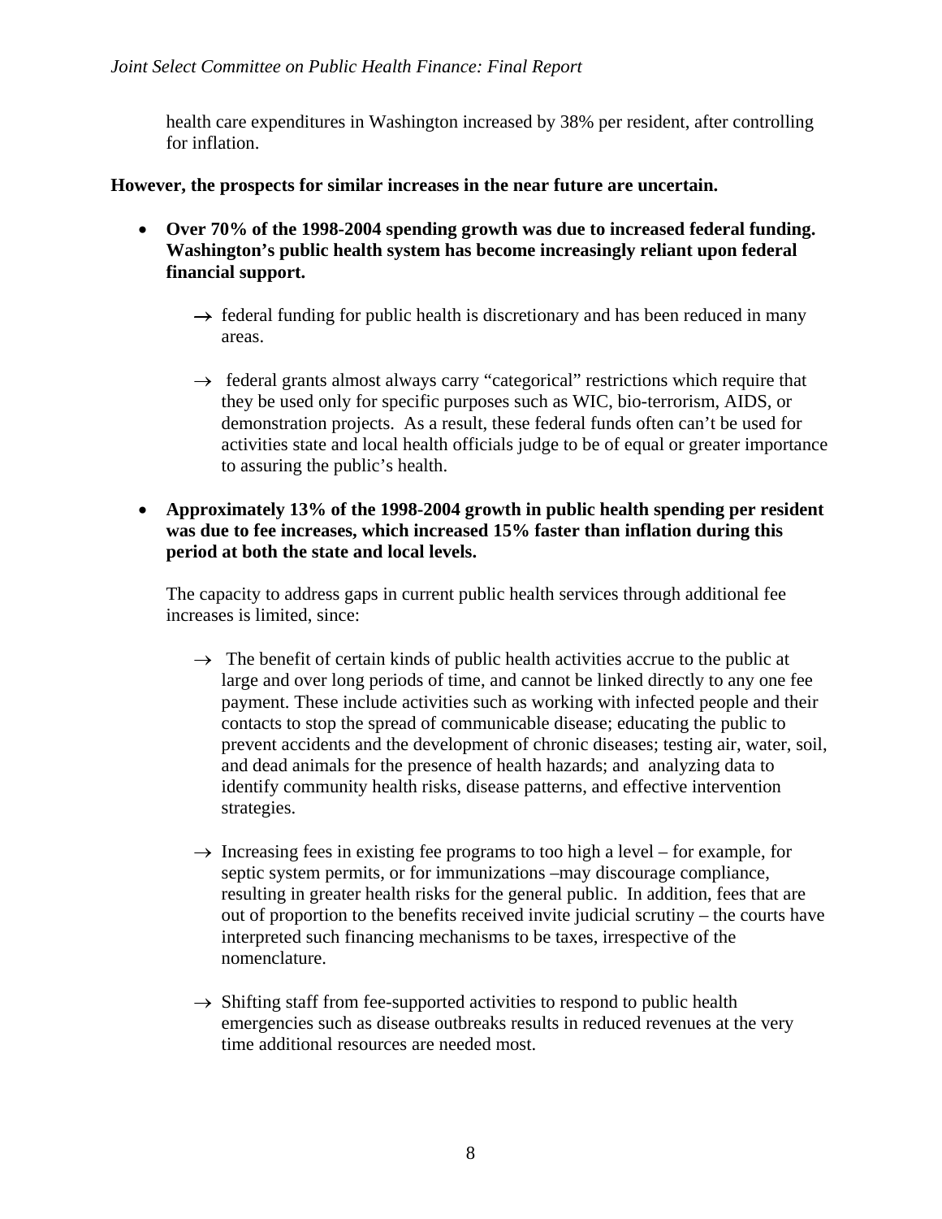health care expenditures in Washington increased by 38% per resident, after controlling for inflation.

**However, the prospects for similar increases in the near future are uncertain.**

- **Over 70% of the 1998-2004 spending growth was due to increased federal funding. Washington's public health system has become increasingly reliant upon federal financial support.**

  → federal funding for public health is discretionary and has been reduced in many areas.

  → federal grants almost always carry "categorical" restrictions which require that they be used only for specific purposes such as WIC, bio-terrorism, AIDS, or demonstration projects. As a result, these federal funds often can't be used for activities state and local health officials judge to be of equal or greater importance to assuring the public's health.

- **Approximately 13% of the 1998-2004 growth in public health spending per resident was due to fee increases, which increased 15% faster than inflation during this period at both the state and local levels.**

  The capacity to address gaps in current public health services through additional fee increases is limited, since:

  → The benefit of certain kinds of public health activities accrue to the public at large and over long periods of time, and cannot be linked directly to any one fee payment. These include activities such as working with infected people and their contacts to stop the spread of communicable disease; educating the public to prevent accidents and the development of chronic diseases; testing air, water, soil, and dead animals for the presence of health hazards; and analyzing data to identify community health risks, disease patterns, and effective intervention strategies.

  → Increasing fees in existing fee programs to too high a level – for example, for septic system permits, or for immunizations –may discourage compliance, resulting in greater health risks for the general public. In addition, fees that are out of proportion to the benefits received invite judicial scrutiny – the courts have interpreted such financing mechanisms to be taxes, irrespective of the nomenclature.

  → Shifting staff from fee-supported activities to respond to public health emergencies such as disease outbreaks results in reduced revenues at the very time additional resources are needed most.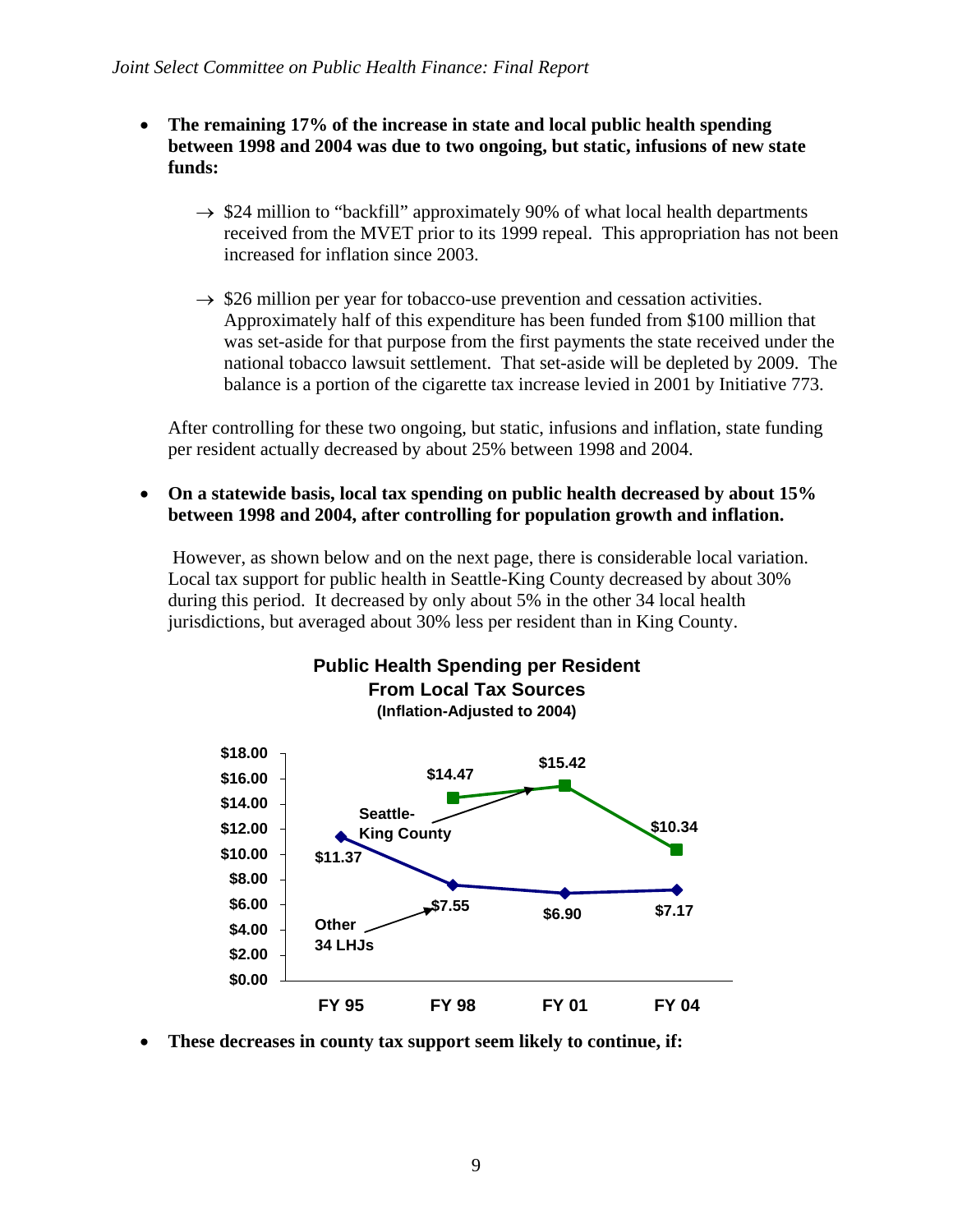- **The remaining 17% of the increase in state and local public health spending between 1998 and 2004 was due to two ongoing, but static, infusions of new state funds:**

  → $24 million to "backfill" approximately 90% of what local health departments received from the MVET prior to its 1999 repeal. This appropriation has not been increased for inflation since 2003.

  → $26 million per year for tobacco-use prevention and cessation activities. Approximately half of this expenditure has been funded from $100 million that was set-aside for that purpose from the first payments the state received under the national tobacco lawsuit settlement. That set-aside will be depleted by 2009. The balance is a portion of the cigarette tax increase levied in 2001 by Initiative 773.

  After controlling for these two ongoing, but static, infusions and inflation, state funding per resident actually decreased by about 25% between 1998 and 2004.

- **On a statewide basis, local tax spending on public health decreased by about 15% between 1998 and 2004, after controlling for population growth and inflation.**

  However, as shown below and on the next page, there is considerable local variation. Local tax support for public health in Seattle-King County decreased by about 30% during this period. It decreased by only about 5% in the other 34 local health jurisdictions, but averaged about 30% less per resident than in King County.

**Public Health Spending per Resident From Local Tax Sources**
**(Inflation-Adjusted to 2004)**

| | FY 95 | FY 98 | FY 01 | FY 04 |
|---|---|---|---|---|
| Seattle-King County | | $14.47 | $15.42 | $10.34 |
| Other 34 LHJs | $11.37 | $7.55 | $6.90 | $7.17 |

- **These decreases in county tax support seem likely to continue, if:**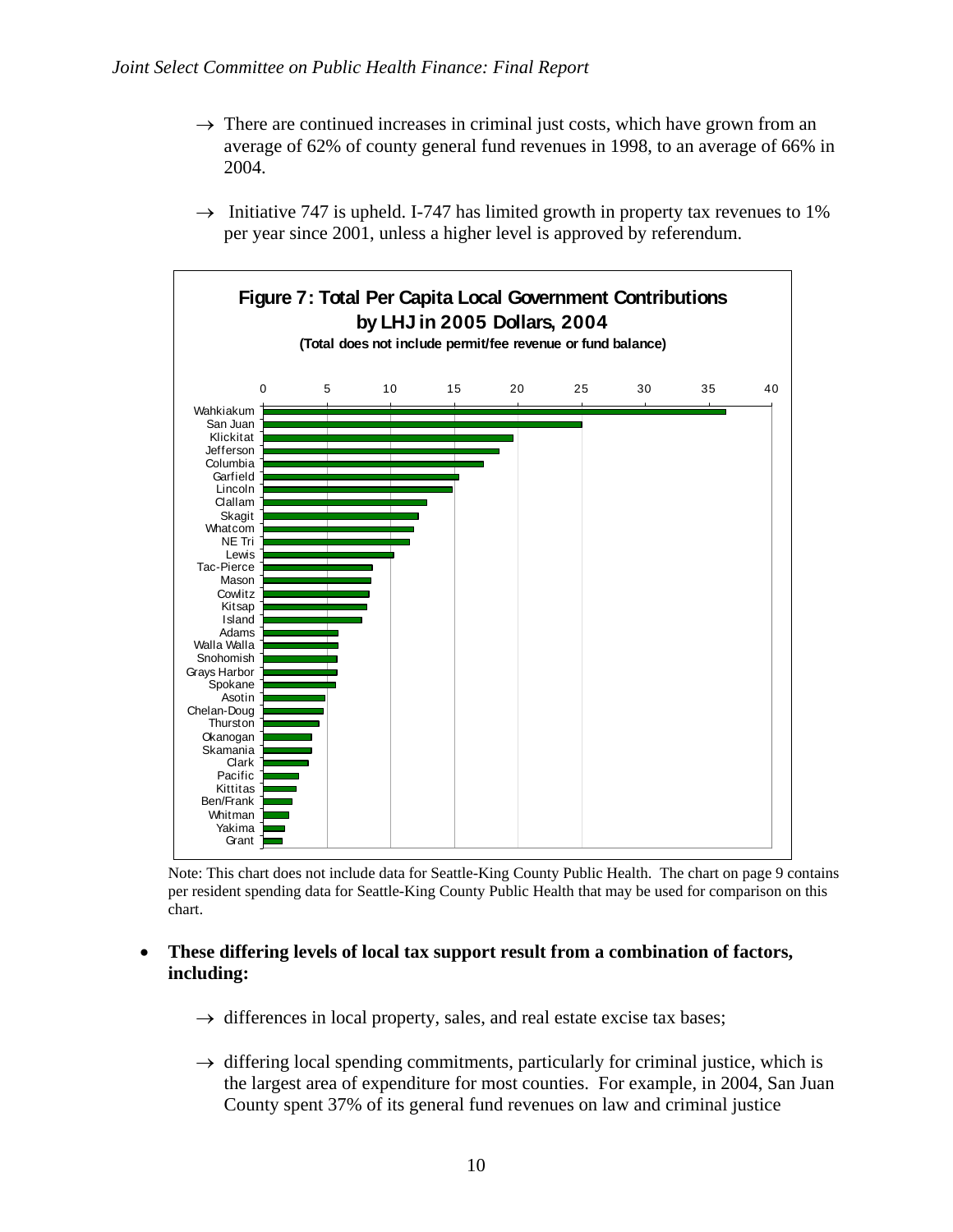→ There are continued increases in criminal just costs, which have grown from an average of 62% of county general fund revenues in 1998, to an average of 66% in 2004.

→ Initiative 747 is upheld. I-747 has limited growth in property tax revenues to 1% per year since 2001, unless a higher level is approved by referendum.

**Figure 7: Total Per Capita Local Government Contributions by LHJ in 2005 Dollars, 2004**

**(Total does not include permit/fee revenue or fund balance)**

Note: This chart does not include data for Seattle-King County Public Health. The chart on page 9 contains per resident spending data for Seattle-King County Public Health that may be used for comparison on this chart.

- **These differing levels of local tax support result from a combination of factors, including:**

  → differences in local property, sales, and real estate excise tax bases;

  → differing local spending commitments, particularly for criminal justice, which is the largest area of expenditure for most counties. For example, in 2004, San Juan County spent 37% of its general fund revenues on law and criminal justice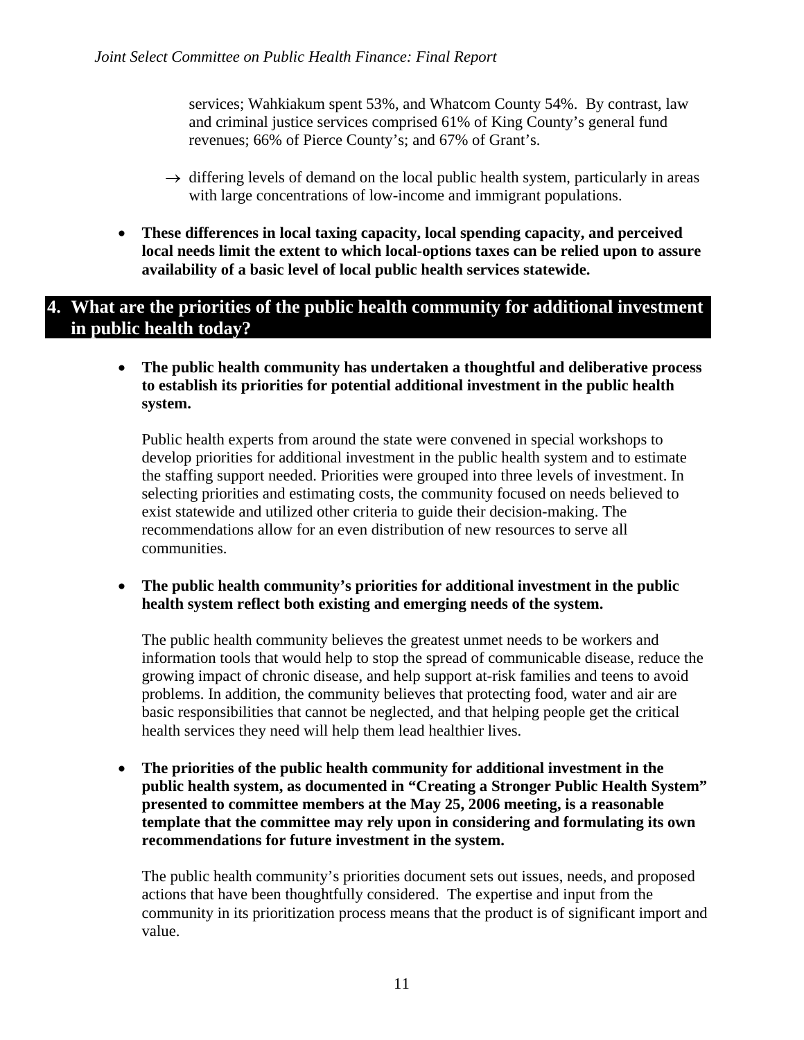services; Wahkiakum spent 53%, and Whatcom County 54%. By contrast, law and criminal justice services comprised 61% of King County's general fund revenues; 66% of Pierce County's; and 67% of Grant's.

→ differing levels of demand on the local public health system, particularly in areas with large concentrations of low-income and immigrant populations.

- **These differences in local taxing capacity, local spending capacity, and perceived local needs limit the extent to which local-options taxes can be relied upon to assure availability of a basic level of local public health services statewide.**

## 4. What are the priorities of the public health community for additional investment in public health today?

- **The public health community has undertaken a thoughtful and deliberative process to establish its priorities for potential additional investment in the public health system.**

  Public health experts from around the state were convened in special workshops to develop priorities for additional investment in the public health system and to estimate the staffing support needed. Priorities were grouped into three levels of investment. In selecting priorities and estimating costs, the community focused on needs believed to exist statewide and utilized other criteria to guide their decision-making. The recommendations allow for an even distribution of new resources to serve all communities.

- **The public health community's priorities for additional investment in the public health system reflect both existing and emerging needs of the system.**

  The public health community believes the greatest unmet needs to be workers and information tools that would help to stop the spread of communicable disease, reduce the growing impact of chronic disease, and help support at-risk families and teens to avoid problems. In addition, the community believes that protecting food, water and air are basic responsibilities that cannot be neglected, and that helping people get the critical health services they need will help them lead healthier lives.

- **The priorities of the public health community for additional investment in the public health system, as documented in "Creating a Stronger Public Health System" presented to committee members at the May 25, 2006 meeting, is a reasonable template that the committee may rely upon in considering and formulating its own recommendations for future investment in the system.**

  The public health community's priorities document sets out issues, needs, and proposed actions that have been thoughtfully considered. The expertise and input from the community in its prioritization process means that the product is of significant import and value.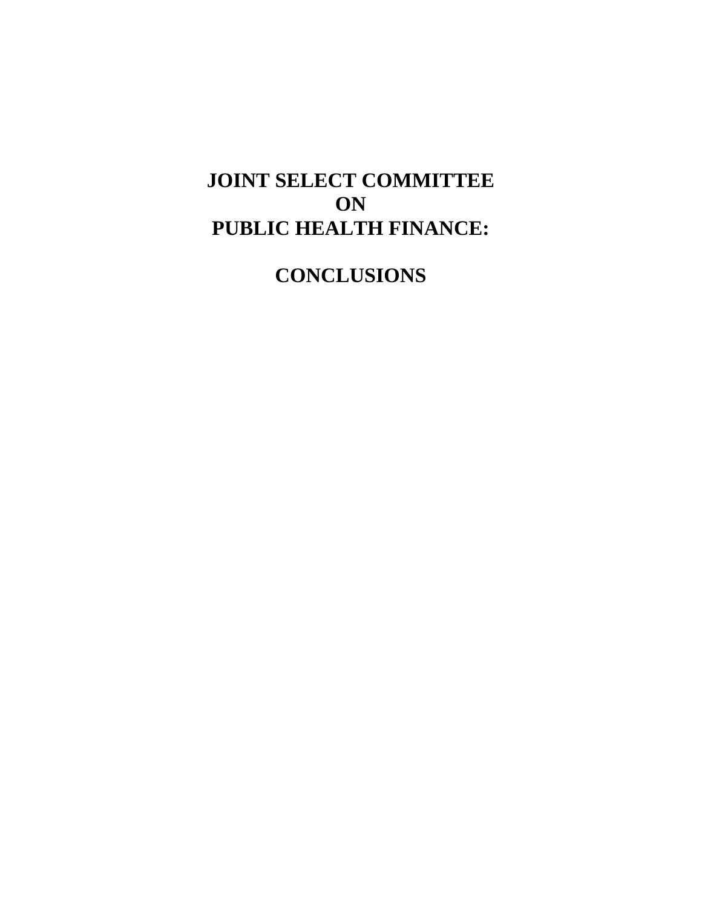# JOINT SELECT COMMITTEE ON PUBLIC HEALTH FINANCE:

# CONCLUSIONS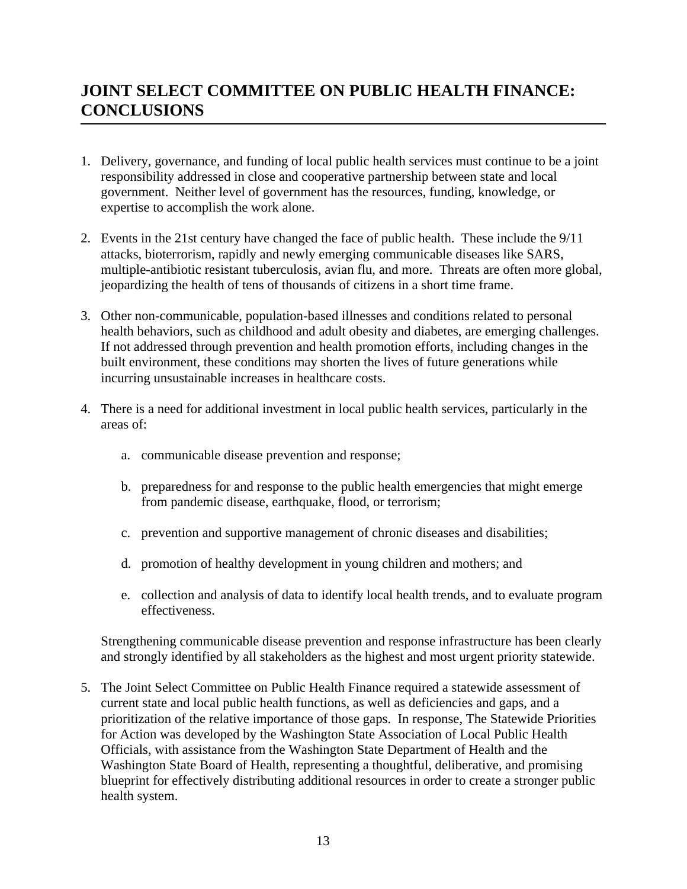# JOINT SELECT COMMITTEE ON PUBLIC HEALTH FINANCE: CONCLUSIONS

1. Delivery, governance, and funding of local public health services must continue to be a joint responsibility addressed in close and cooperative partnership between state and local government. Neither level of government has the resources, funding, knowledge, or expertise to accomplish the work alone.

2. Events in the 21st century have changed the face of public health. These include the 9/11 attacks, bioterrorism, rapidly and newly emerging communicable diseases like SARS, multiple-antibiotic resistant tuberculosis, avian flu, and more. Threats are often more global, jeopardizing the health of tens of thousands of citizens in a short time frame.

3. Other non-communicable, population-based illnesses and conditions related to personal health behaviors, such as childhood and adult obesity and diabetes, are emerging challenges. If not addressed through prevention and health promotion efforts, including changes in the built environment, these conditions may shorten the lives of future generations while incurring unsustainable increases in healthcare costs.

4. There is a need for additional investment in local public health services, particularly in the areas of:

   a. communicable disease prevention and response;

   b. preparedness for and response to the public health emergencies that might emerge from pandemic disease, earthquake, flood, or terrorism;

   c. prevention and supportive management of chronic diseases and disabilities;

   d. promotion of healthy development in young children and mothers; and

   e. collection and analysis of data to identify local health trends, and to evaluate program effectiveness.

   Strengthening communicable disease prevention and response infrastructure has been clearly and strongly identified by all stakeholders as the highest and most urgent priority statewide.

5. The Joint Select Committee on Public Health Finance required a statewide assessment of current state and local public health functions, as well as deficiencies and gaps, and a prioritization of the relative importance of those gaps. In response, The Statewide Priorities for Action was developed by the Washington State Association of Local Public Health Officials, with assistance from the Washington State Department of Health and the Washington State Board of Health, representing a thoughtful, deliberative, and promising blueprint for effectively distributing additional resources in order to create a stronger public health system.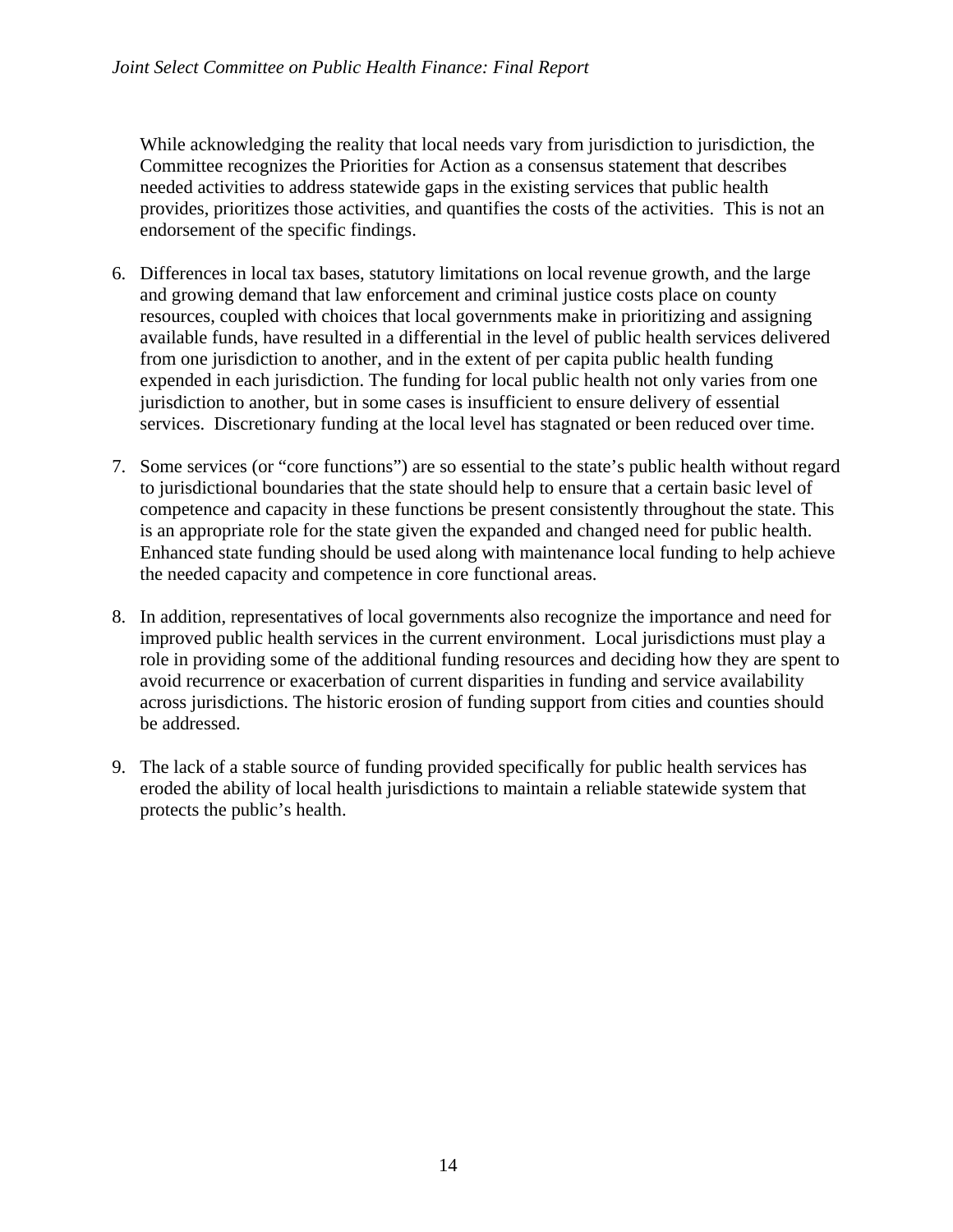While acknowledging the reality that local needs vary from jurisdiction to jurisdiction, the Committee recognizes the Priorities for Action as a consensus statement that describes needed activities to address statewide gaps in the existing services that public health provides, prioritizes those activities, and quantifies the costs of the activities. This is not an endorsement of the specific findings.

6. Differences in local tax bases, statutory limitations on local revenue growth, and the large and growing demand that law enforcement and criminal justice costs place on county resources, coupled with choices that local governments make in prioritizing and assigning available funds, have resulted in a differential in the level of public health services delivered from one jurisdiction to another, and in the extent of per capita public health funding expended in each jurisdiction. The funding for local public health not only varies from one jurisdiction to another, but in some cases is insufficient to ensure delivery of essential services. Discretionary funding at the local level has stagnated or been reduced over time.

7. Some services (or "core functions") are so essential to the state's public health without regard to jurisdictional boundaries that the state should help to ensure that a certain basic level of competence and capacity in these functions be present consistently throughout the state. This is an appropriate role for the state given the expanded and changed need for public health. Enhanced state funding should be used along with maintenance local funding to help achieve the needed capacity and competence in core functional areas.

8. In addition, representatives of local governments also recognize the importance and need for improved public health services in the current environment. Local jurisdictions must play a role in providing some of the additional funding resources and deciding how they are spent to avoid recurrence or exacerbation of current disparities in funding and service availability across jurisdictions. The historic erosion of funding support from cities and counties should be addressed.

9. The lack of a stable source of funding provided specifically for public health services has eroded the ability of local health jurisdictions to maintain a reliable statewide system that protects the public's health.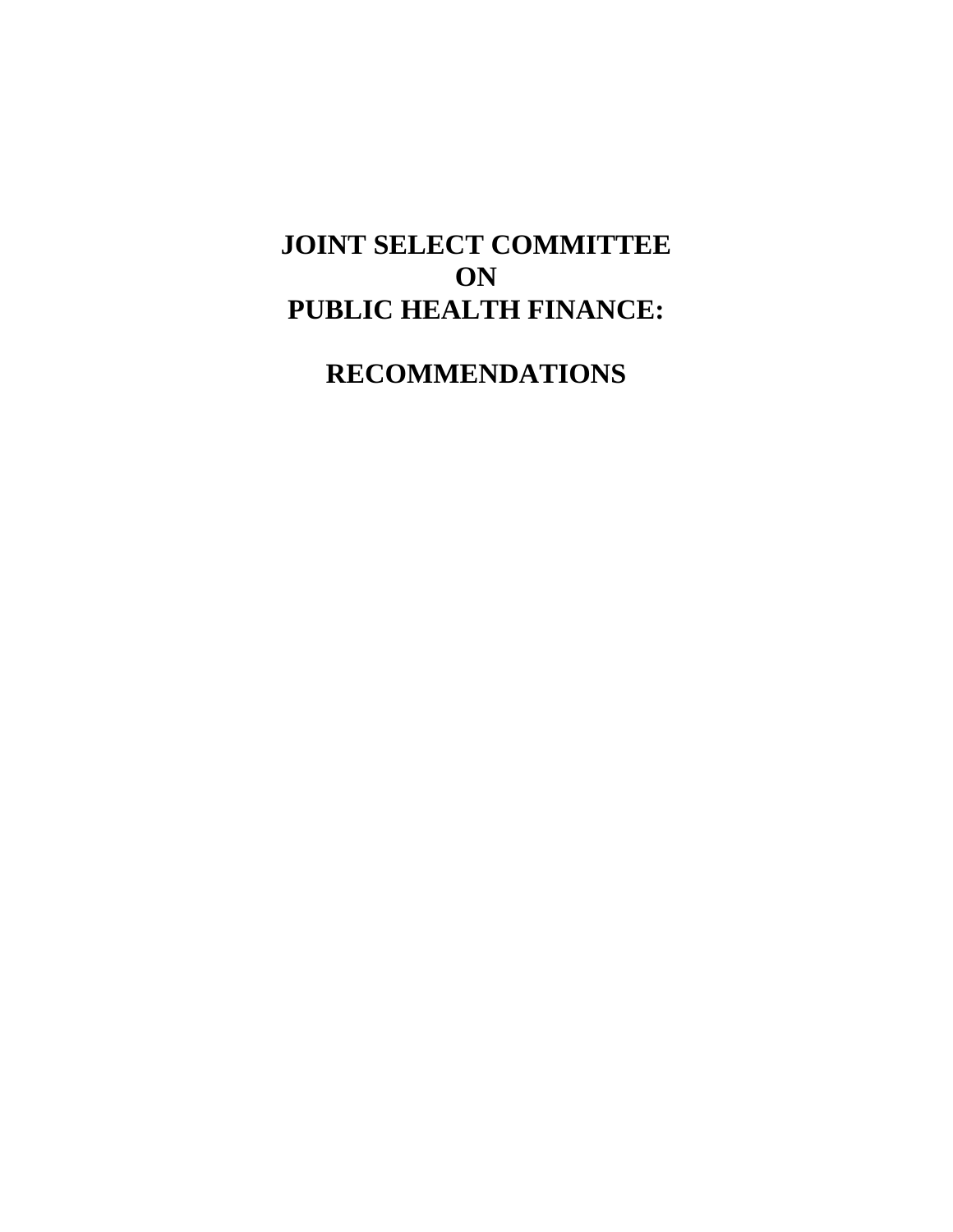# JOINT SELECT COMMITTEE ON PUBLIC HEALTH FINANCE:

# RECOMMENDATIONS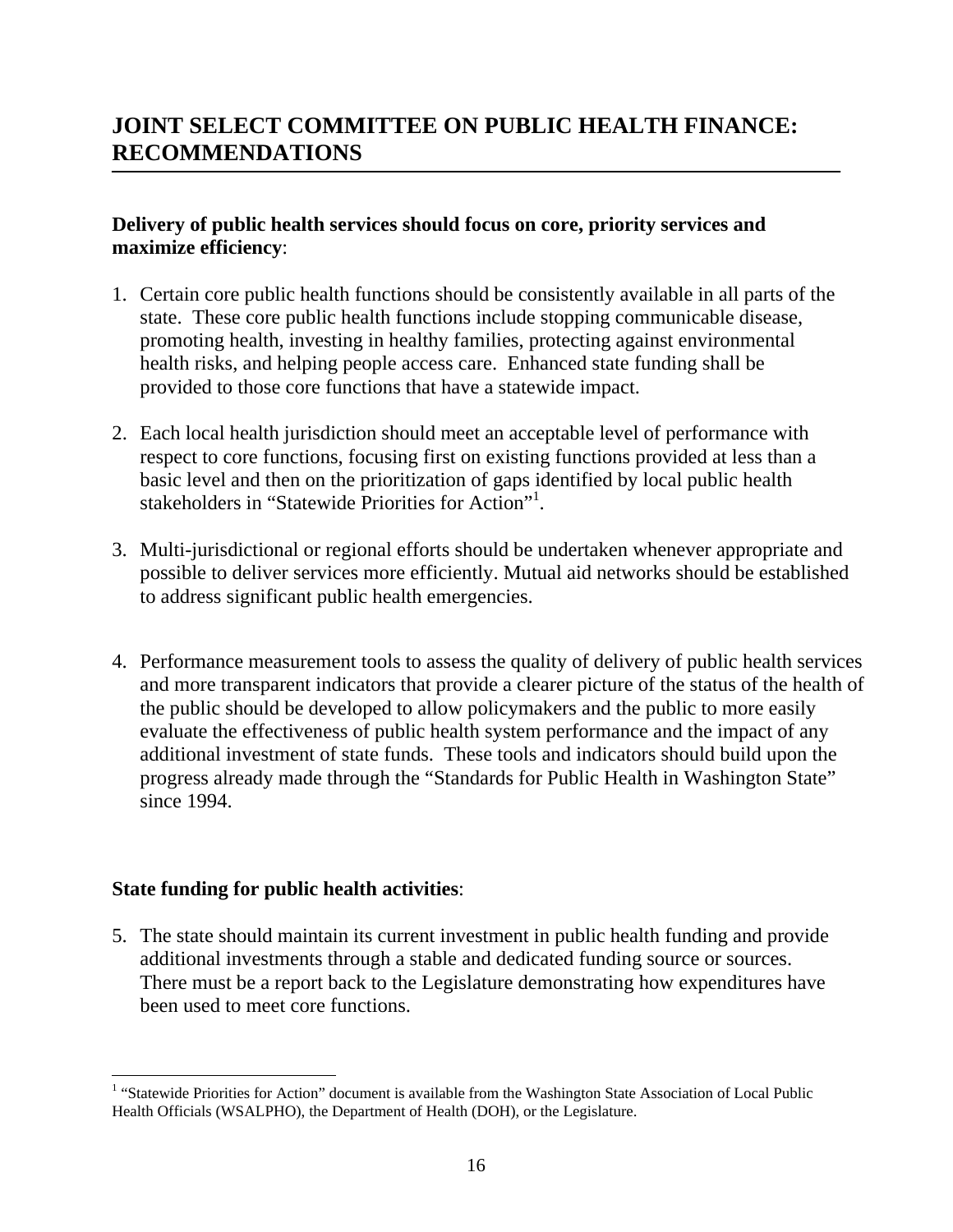# JOINT SELECT COMMITTEE ON PUBLIC HEALTH FINANCE: RECOMMENDATIONS

**Delivery of public health services should focus on core, priority services and maximize efficiency**:

1. Certain core public health functions should be consistently available in all parts of the state. These core public health functions include stopping communicable disease, promoting health, investing in healthy families, protecting against environmental health risks, and helping people access care. Enhanced state funding shall be provided to those core functions that have a statewide impact.

2. Each local health jurisdiction should meet an acceptable level of performance with respect to core functions, focusing first on existing functions provided at less than a basic level and then on the prioritization of gaps identified by local public health stakeholders in "Statewide Priorities for Action"[1].

3. Multi-jurisdictional or regional efforts should be undertaken whenever appropriate and possible to deliver services more efficiently. Mutual aid networks should be established to address significant public health emergencies.

4. Performance measurement tools to assess the quality of delivery of public health services and more transparent indicators that provide a clearer picture of the status of the health of the public should be developed to allow policymakers and the public to more easily evaluate the effectiveness of public health system performance and the impact of any additional investment of state funds. These tools and indicators should build upon the progress already made through the "Standards for Public Health in Washington State" since 1994.

**State funding for public health activities**:

5. The state should maintain its current investment in public health funding and provide additional investments through a stable and dedicated funding source or sources. There must be a report back to the Legislature demonstrating how expenditures have been used to meet core functions.

---

[1] "Statewide Priorities for Action" document is available from the Washington State Association of Local Public Health Officials (WSALPHO), the Department of Health (DOH), or the Legislature.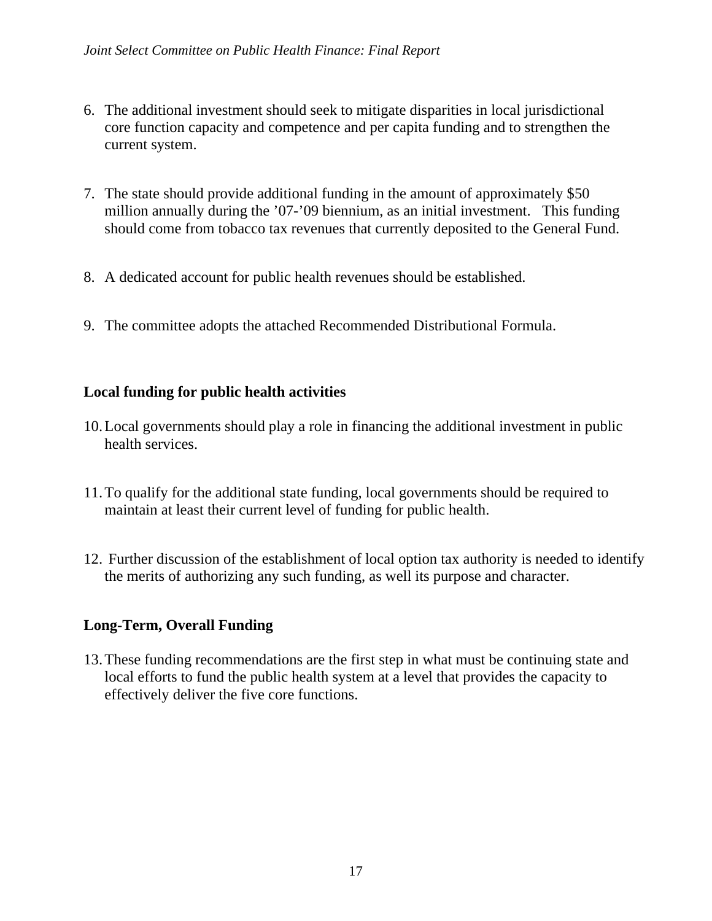6. The additional investment should seek to mitigate disparities in local jurisdictional core function capacity and competence and per capita funding and to strengthen the current system.

7. The state should provide additional funding in the amount of approximately $50 million annually during the '07-'09 biennium, as an initial investment. This funding should come from tobacco tax revenues that currently deposited to the General Fund.

8. A dedicated account for public health revenues should be established.

9. The committee adopts the attached Recommended Distributional Formula.

**Local funding for public health activities**

10. Local governments should play a role in financing the additional investment in public health services.

11. To qualify for the additional state funding, local governments should be required to maintain at least their current level of funding for public health.

12. Further discussion of the establishment of local option tax authority is needed to identify the merits of authorizing any such funding, as well its purpose and character.

**Long-Term, Overall Funding**

13. These funding recommendations are the first step in what must be continuing state and local efforts to fund the public health system at a level that provides the capacity to effectively deliver the five core functions.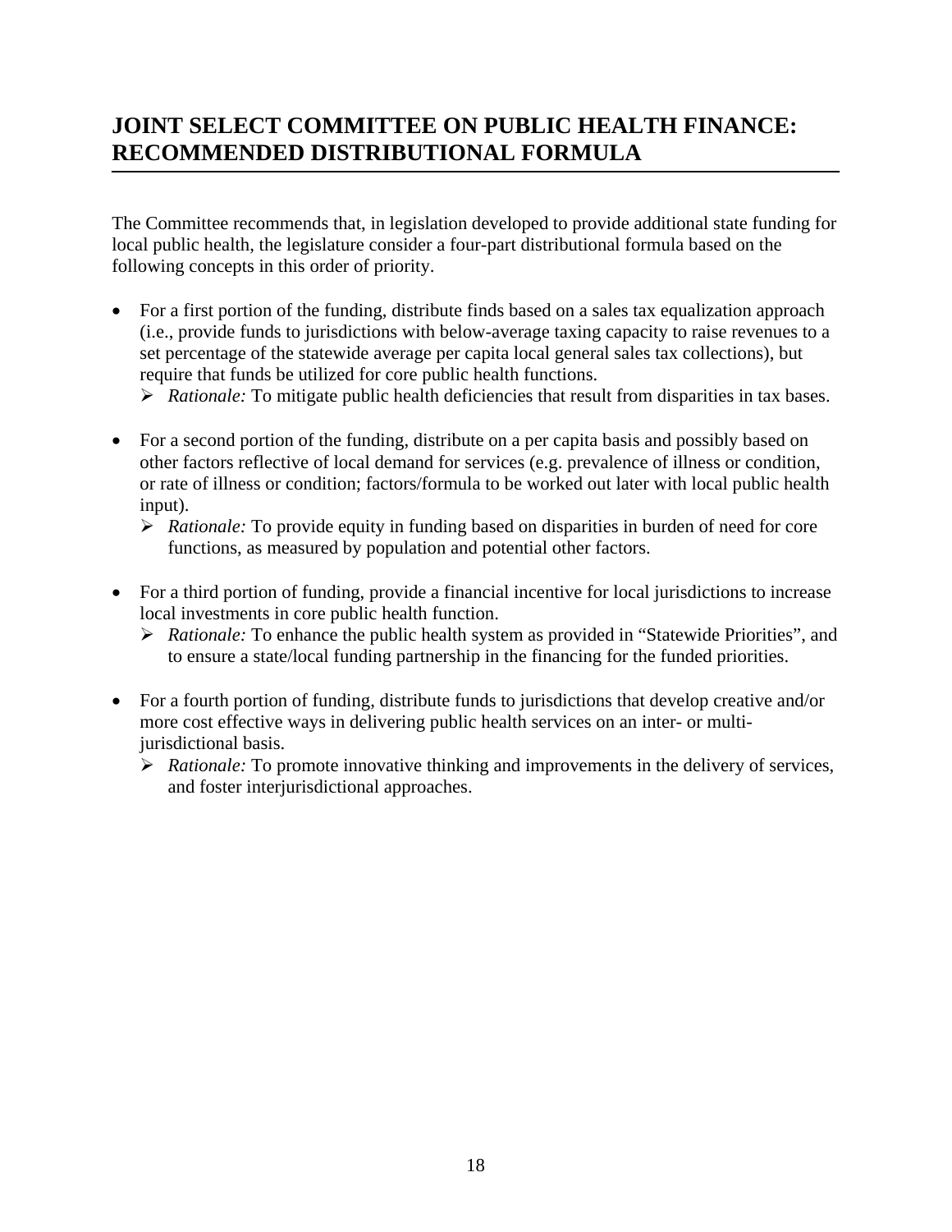# JOINT SELECT COMMITTEE ON PUBLIC HEALTH FINANCE: RECOMMENDED DISTRIBUTIONAL FORMULA

The Committee recommends that, in legislation developed to provide additional state funding for local public health, the legislature consider a four-part distributional formula based on the following concepts in this order of priority.

- For a first portion of the funding, distribute finds based on a sales tax equalization approach (i.e., provide funds to jurisdictions with below-average taxing capacity to raise revenues to a set percentage of the statewide average per capita local general sales tax collections), but require that funds be utilized for core public health functions.
  - *Rationale:* To mitigate public health deficiencies that result from disparities in tax bases.

- For a second portion of the funding, distribute on a per capita basis and possibly based on other factors reflective of local demand for services (e.g. prevalence of illness or condition, or rate of illness or condition; factors/formula to be worked out later with local public health input).
  - *Rationale:* To provide equity in funding based on disparities in burden of need for core functions, as measured by population and potential other factors.

- For a third portion of funding, provide a financial incentive for local jurisdictions to increase local investments in core public health function.
  - *Rationale:* To enhance the public health system as provided in "Statewide Priorities", and to ensure a state/local funding partnership in the financing for the funded priorities.

- For a fourth portion of funding, distribute funds to jurisdictions that develop creative and/or more cost effective ways in delivering public health services on an inter- or multi-jurisdictional basis.
  - *Rationale:* To promote innovative thinking and improvements in the delivery of services, and foster interjurisdictional approaches.